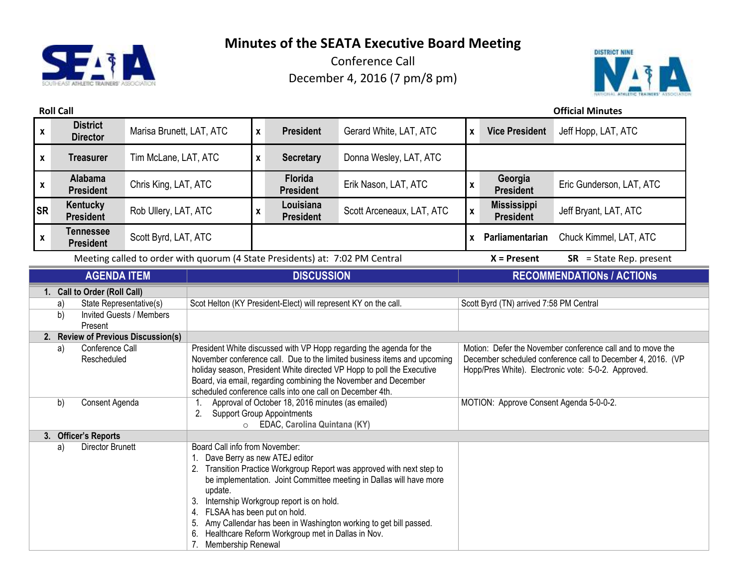# Minutes of the SEATA Executive Board Meeting

Conference Call

December 4, 2016 (7 pm/8 pm)

**Roll Call** **Official Minutes**

| | | | | | | | | |
|---|---|---|---|---|---|---|---|---|
| x | **District Director** | Marisa Brunett, LAT, ATC | x | **President** | Gerard White, LAT, ATC | x | **Vice President** | Jeff Hopp, LAT, ATC |
| x | **Treasurer** | Tim McLane, LAT, ATC | x | **Secretary** | Donna Wesley, LAT, ATC | | | |
| x | **Alabama President** | Chris King, LAT, ATC | | **Florida President** | Erik Nason, LAT, ATC | x | **Georgia President** | Eric Gunderson, LAT, ATC |
| SR | **Kentucky President** | Rob Ullery, LAT, ATC | x | **Louisiana President** | Scott Arceneaux, LAT, ATC | x | **Mississippi President** | Jeff Bryant, LAT, ATC |
| x | **Tennessee President** | Scott Byrd, LAT, ATC | | | | x | **Parliamentarian** | Chuck Kimmel, LAT, ATC |

Meeting called to order with quorum (4 State Presidents) at: 7:02 PM Central **X = Present** **SR** = State Rep. present

| AGENDA ITEM | DISCUSSION | RECOMMENDATIONs / ACTIONs |
|---|---|---|
| **1. Call to Order (Roll Call)** | | |
| a) State Representative(s) | Scot Helton (KY President-Elect) will represent KY on the call. | Scott Byrd (TN) arrived 7:58 PM Central |
| b) Invited Guests / Members Present | | |
| **2. Review of Previous Discussion(s)** | | |
| a) Conference Call Rescheduled | President White discussed with VP Hopp regarding the agenda for the November conference call. Due to the limited business items and upcoming holiday season, President White directed VP Hopp to poll the Executive Board, via email, regarding combining the November and December scheduled conference calls into one call on December 4th. | Motion: Defer the November conference call and to move the December scheduled conference call to December 4, 2016. (VP Hopp/Pres White). Electronic vote: 5-0-2. Approved. |
| b) Consent Agenda | 1. Approval of October 18, 2016 minutes (as emailed)<br>2. Support Group Appointments<br>○ EDAC, **Carolina Quintana (KY)** | MOTION: Approve Consent Agenda 5-0-0-2. |
| **3. Officer's Reports** | | |
| a) Director Brunett | Board Call info from November:<br>1. Dave Berry as new ATEJ editor<br>2. Transition Practice Workgroup Report was approved with next step to be implementation. Joint Committee meeting in Dallas will have more update.<br>3. Internship Workgroup report is on hold.<br>4. FLSAA has been put on hold.<br>5. Amy Callendar has been in Washington working to get bill passed.<br>6. Healthcare Reform Workgroup met in Dallas in Nov.<br>7. Membership Renewal | |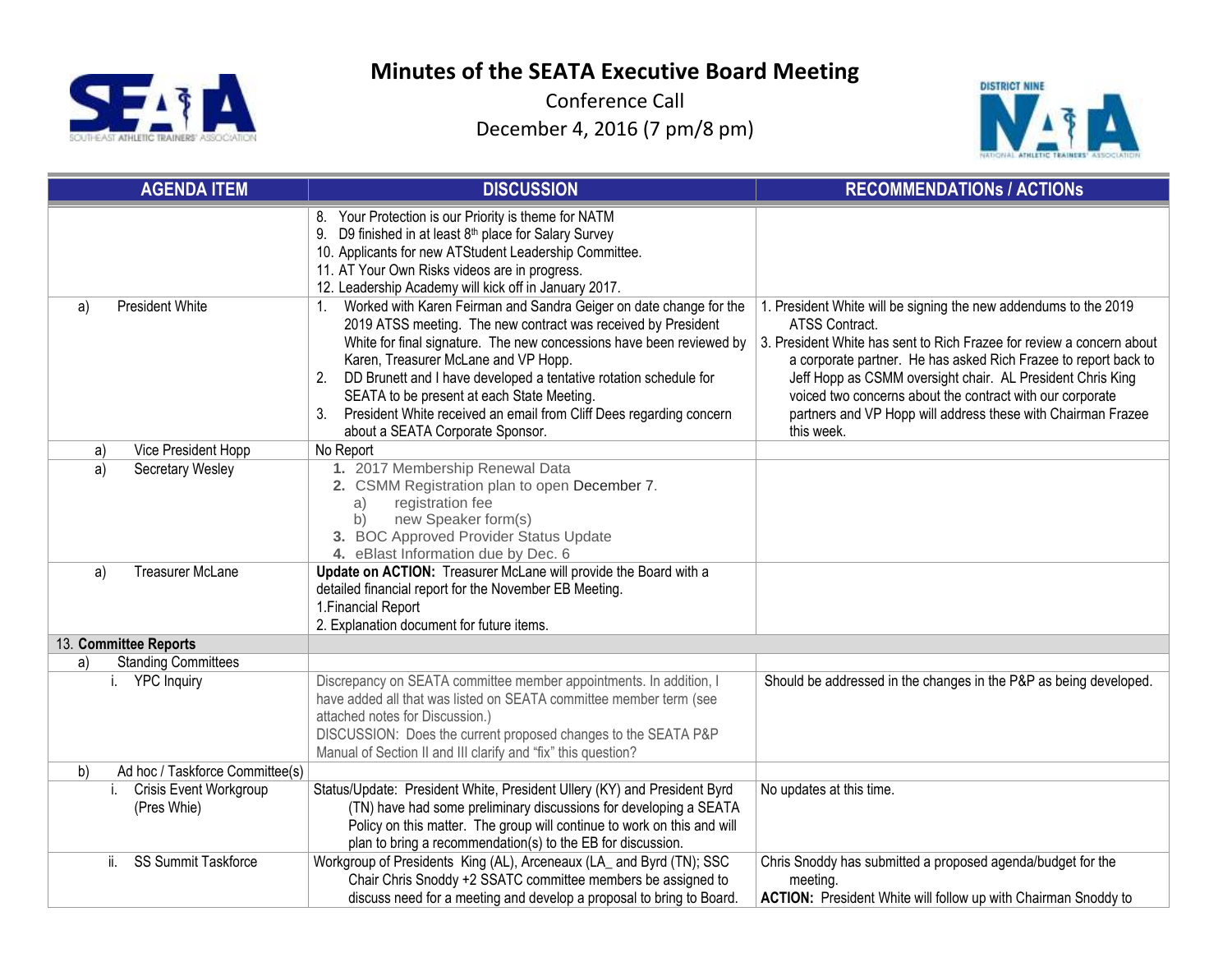# Minutes of the SEATA Executive Board Meeting

Conference Call

December 4, 2016 (7 pm/8 pm)

| AGENDA ITEM | DISCUSSION | RECOMMENDATIONs / ACTIONs |
|---|---|---|
| | 8. Your Protection is our Priority is theme for NATM<br>9. D9 finished in at least 8th place for Salary Survey<br>10. Applicants for new ATStudent Leadership Committee.<br>11. AT Your Own Risks videos are in progress.<br>12. Leadership Academy will kick off in January 2017. | |
| a) President White | 1. Worked with Karen Feirman and Sandra Geiger on date change for the 2019 ATSS meeting. The new contract was received by President White for final signature. The new concessions have been reviewed by Karen, Treasurer McLane and VP Hopp.<br>2. DD Brunett and I have developed a tentative rotation schedule for SEATA to be present at each State Meeting.<br>3. President White received an email from Cliff Dees regarding concern about a SEATA Corporate Sponsor. | 1. President White will be signing the new addendums to the 2019 ATSS Contract.<br>3. President White has sent to Rich Frazee for review a concern about a corporate partner. He has asked Rich Frazee to report back to Jeff Hopp as CSMM oversight chair. AL President Chris King voiced two concerns about the contract with our corporate partners and VP Hopp will address these with Chairman Frazee this week. |
| a) Vice President Hopp | No Report | |
| a) Secretary Wesley | 1. 2017 Membership Renewal Data<br>2. CSMM Registration plan to open December 7.<br>a) registration fee<br>b) new Speaker form(s)<br>3. BOC Approved Provider Status Update<br>4. eBlast Information due by Dec. 6 | |
| a) Treasurer McLane | **Update on ACTION:** Treasurer McLane will provide the Board with a detailed financial report for the November EB Meeting.<br>1.Financial Report<br>2. Explanation document for future items. | |
| 13. **Committee Reports** | | |
| a) Standing Committees | | |
| i. YPC Inquiry | Discrepancy on SEATA committee member appointments. In addition, I have added all that was listed on SEATA committee member term (see attached notes for Discussion.)<br>DISCUSSION: Does the current proposed changes to the SEATA P&P Manual of Section II and III clarify and "fix" this question? | Should be addressed in the changes in the P&P as being developed. |
| b) Ad hoc / Taskforce Committee(s) | | |
| i. Crisis Event Workgroup (Pres Whie) | Status/Update: President White, President Ullery (KY) and President Byrd (TN) have had some preliminary discussions for developing a SEATA Policy on this matter. The group will continue to work on this and will plan to bring a recommendation(s) to the EB for discussion. | No updates at this time. |
| ii. SS Summit Taskforce | Workgroup of Presidents King (AL), Arceneaux (LA_ and Byrd (TN); SSC Chair Chris Snoddy +2 SSATC committee members be assigned to discuss need for a meeting and develop a proposal to bring to Board. | Chris Snoddy has submitted a proposed agenda/budget for the meeting.<br>**ACTION:** President White will follow up with Chairman Snoddy to |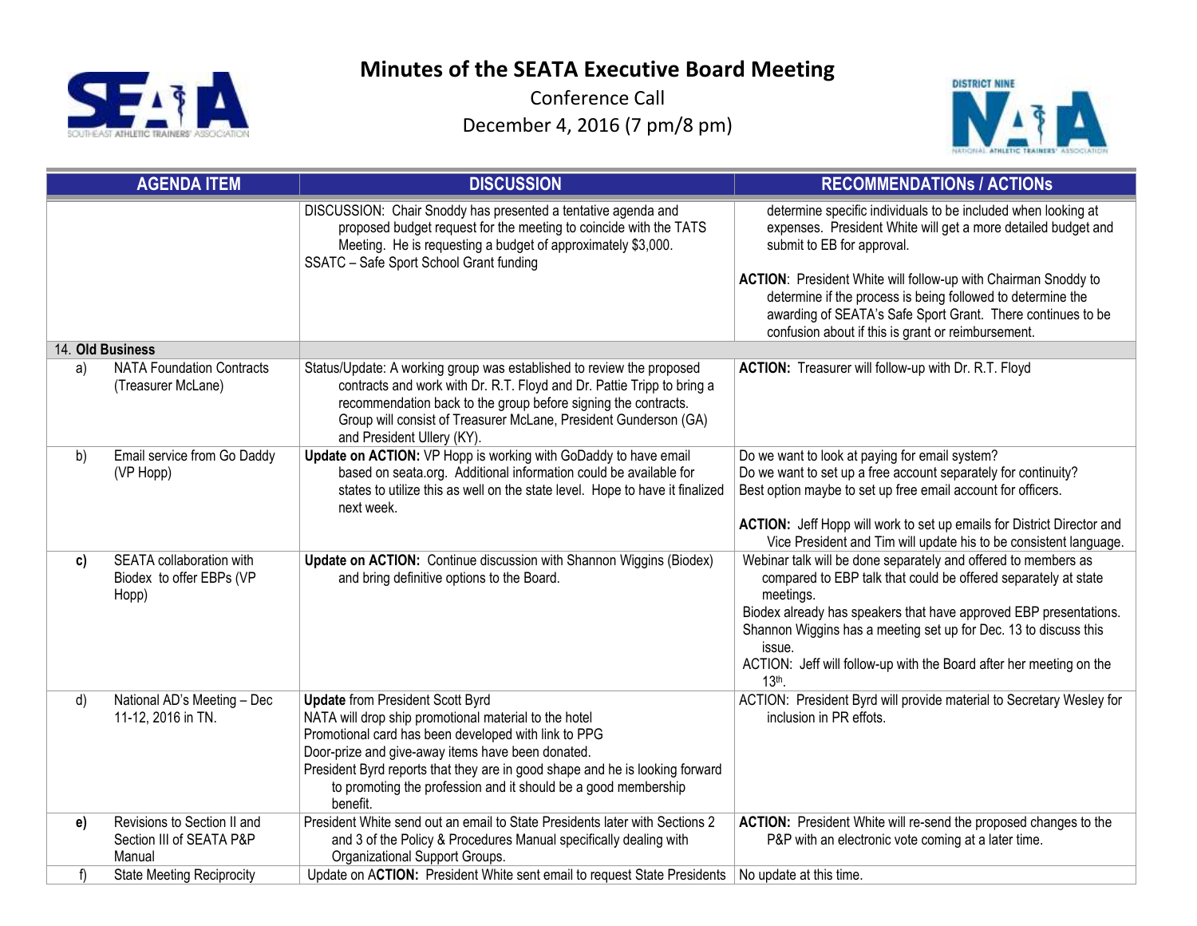# Minutes of the SEATA Executive Board Meeting

Conference Call

December 4, 2016 (7 pm/8 pm)

| AGENDA ITEM | | DISCUSSION | RECOMMENDATIONs / ACTIONs |
|---|---|---|---|
| | | DISCUSSION: Chair Snoddy has presented a tentative agenda and proposed budget request for the meeting to coincide with the TATS Meeting. He is requesting a budget of approximately $3,000.<br>SSATC – Safe Sport School Grant funding | determine specific individuals to be included when looking at expenses. President White will get a more detailed budget and submit to EB for approval.<br><br>**ACTION**: President White will follow-up with Chairman Snoddy to determine if the process is being followed to determine the awarding of SEATA's Safe Sport Grant. There continues to be confusion about if this is grant or reimbursement. |
| 14. **Old Business** | | | |
| a) | NATA Foundation Contracts (Treasurer McLane) | Status/Update: A working group was established to review the proposed contracts and work with Dr. R.T. Floyd and Dr. Pattie Tripp to bring a recommendation back to the group before signing the contracts. Group will consist of Treasurer McLane, President Gunderson (GA) and President Ullery (KY). | **ACTION:** Treasurer will follow-up with Dr. R.T. Floyd |
| b) | Email service from Go Daddy (VP Hopp) | **Update on ACTION:** VP Hopp is working with GoDaddy to have email based on seata.org. Additional information could be available for states to utilize this as well on the state level. Hope to have it finalized next week. | Do we want to look at paying for email system?<br>Do we want to set up a free account separately for continuity?<br>Best option maybe to set up free email account for officers.<br><br>**ACTION:** Jeff Hopp will work to set up emails for District Director and Vice President and Tim will update his to be consistent language. |
| **c)** | SEATA collaboration with Biodex to offer EBPs (VP Hopp) | **Update on ACTION:** Continue discussion with Shannon Wiggins (Biodex) and bring definitive options to the Board. | Webinar talk will be done separately and offered to members as compared to EBP talk that could be offered separately at state meetings.<br>Biodex already has speakers that have approved EBP presentations.<br>Shannon Wiggins has a meeting set up for Dec. 13 to discuss this issue.<br>ACTION: Jeff will follow-up with the Board after her meeting on the 13th. |
| d) | National AD's Meeting – Dec 11-12, 2016 in TN. | **Update** from President Scott Byrd<br>NATA will drop ship promotional material to the hotel<br>Promotional card has been developed with link to PPG<br>Door-prize and give-away items have been donated.<br>President Byrd reports that they are in good shape and he is looking forward to promoting the profession and it should be a good membership benefit. | ACTION: President Byrd will provide material to Secretary Wesley for inclusion in PR effots. |
| **e)** | Revisions to Section II and Section III of SEATA P&P Manual | President White send out an email to State Presidents later with Sections 2 and 3 of the Policy & Procedures Manual specifically dealing with Organizational Support Groups. | **ACTION:** President White will re-send the proposed changes to the P&P with an electronic vote coming at a later time. |
| f) | State Meeting Reciprocity | Update on A**CTION:** President White sent email to request State Presidents | No update at this time. |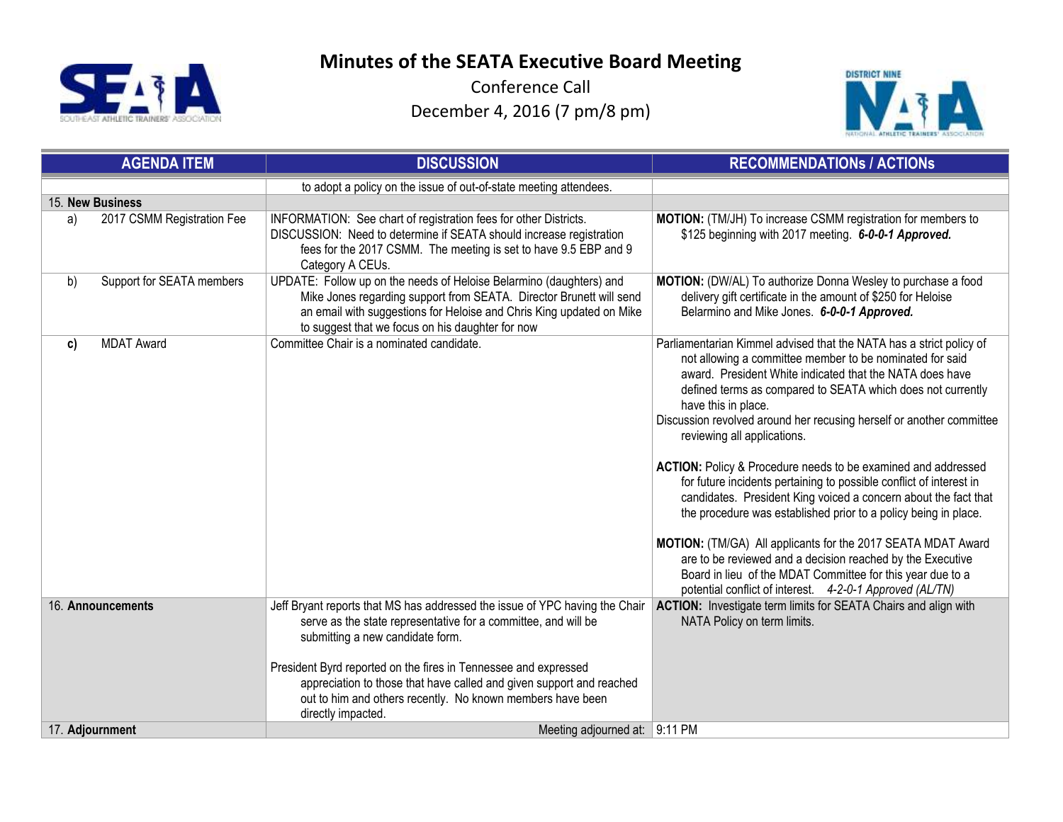# Minutes of the SEATA Executive Board Meeting

Conference Call

December 4, 2016 (7 pm/8 pm)

| AGENDA ITEM | DISCUSSION | RECOMMENDATIONs / ACTIONs |
|---|---|---|
| | to adopt a policy on the issue of out-of-state meeting attendees. | |
| 15. **New Business** | | |
| a) 2017 CSMM Registration Fee | INFORMATION: See chart of registration fees for other Districts. DISCUSSION: Need to determine if SEATA should increase registration fees for the 2017 CSMM. The meeting is set to have 9.5 EBP and 9 Category A CEUs. | **MOTION:** (TM/JH) To increase CSMM registration for members to $125 beginning with 2017 meeting. ***6-0-0-1 Approved.*** |
| b) Support for SEATA members | UPDATE: Follow up on the needs of Heloise Belarmino (daughters) and Mike Jones regarding support from SEATA. Director Brunett will send an email with suggestions for Heloise and Chris King updated on Mike to suggest that we focus on his daughter for now | **MOTION:** (DW/AL) To authorize Donna Wesley to purchase a food delivery gift certificate in the amount of $250 for Heloise Belarmino and Mike Jones. ***6-0-0-1 Approved.*** |
| **c)** MDAT Award | Committee Chair is a nominated candidate. | Parliamentarian Kimmel advised that the NATA has a strict policy of not allowing a committee member to be nominated for said award. President White indicated that the NATA does have defined terms as compared to SEATA which does not currently have this in place.<br>Discussion revolved around her recusing herself or another committee reviewing all applications.<br><br>**ACTION:** Policy & Procedure needs to be examined and addressed for future incidents pertaining to possible conflict of interest in candidates. President King voiced a concern about the fact that the procedure was established prior to a policy being in place.<br><br>**MOTION:** (TM/GA) All applicants for the 2017 SEATA MDAT Award are to be reviewed and a decision reached by the Executive Board in lieu of the MDAT Committee for this year due to a potential conflict of interest. *4-2-0-1 Approved (AL/TN)* |
| 16. **Announcements** | Jeff Bryant reports that MS has addressed the issue of YPC having the Chair serve as the state representative for a committee, and will be submitting a new candidate form.<br><br>President Byrd reported on the fires in Tennessee and expressed appreciation to those that have called and given support and reached out to him and others recently. No known members have been directly impacted. | **ACTION:** Investigate term limits for SEATA Chairs and align with NATA Policy on term limits. |
| 17. **Adjournment** | Meeting adjourned at: | 9:11 PM |